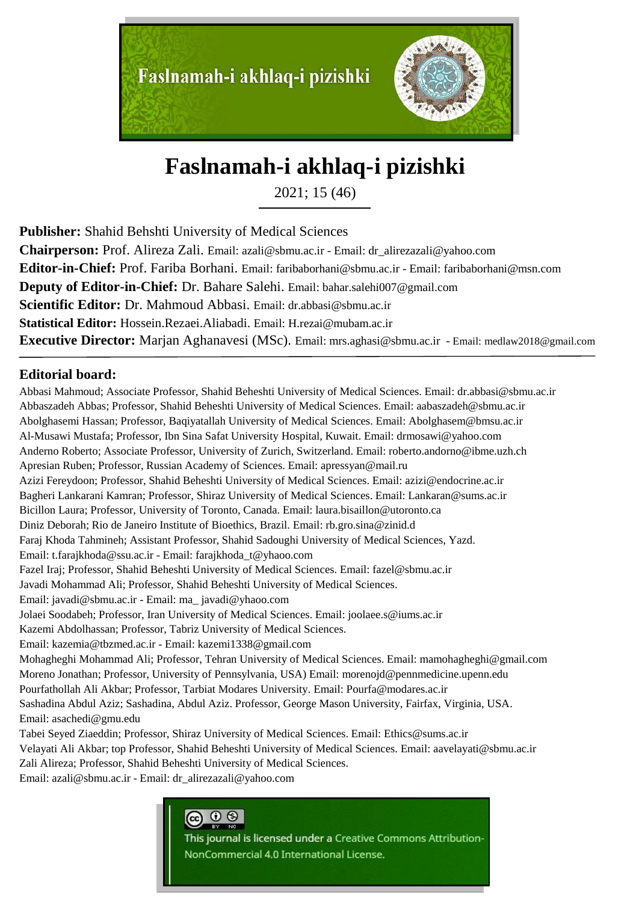# Faslnamah-i akhlaq-i pizishki

2021; 15 (46)

**Publisher:** Shahid Behshti University of Medical Sciences
**Chairperson:** Prof. Alireza Zali. Email: azali@sbmu.ac.ir - Email: dr_alirezazali@yahoo.com
**Editor-in-Chief:** Prof. Fariba Borhani. Email: faribaborhani@sbmu.ac.ir - Email: faribaborhani@msn.com
**Deputy of Editor-in-Chief:** Dr. Bahare Salehi. Email: bahar.salehi007@gmail.com
**Scientific Editor:** Dr. Mahmoud Abbasi. Email: dr.abbasi@sbmu.ac.ir
**Statistical Editor:** Hossein.Rezaei.Aliabadi. Email: H.rezai@mubam.ac.ir
**Executive Director:** Marjan Aghanavesi (MSc). Email: mrs.aghasi@sbmu.ac.ir - Email: medlaw2018@gmail.com

## Editorial board:

Abbasi Mahmoud; Associate Professor, Shahid Beheshti University of Medical Sciences. Email: dr.abbasi@sbmu.ac.ir
Abbaszadeh Abbas; Professor, Shahid Beheshti University of Medical Sciences. Email: aabaszadeh@sbmu.ac.ir
Abolghasemi Hassan; Professor, Baqiyatallah University of Medical Sciences. Email: Abolghasem@bmsu.ac.ir
Al-Musawi Mustafa; Professor, Ibn Sina Safat University Hospital, Kuwait. Email: drmosawi@yahoo.com
Anderno Roberto; Associate Professor, University of Zurich, Switzerland. Email: roberto.andorno@ibme.uzh.ch
Apresian Ruben; Professor, Russian Academy of Sciences. Email: apressyan@mail.ru
Azizi Fereydoon; Professor, Shahid Beheshti University of Medical Sciences. Email: azizi@endocrine.ac.ir
Bagheri Lankarani Kamran; Professor, Shiraz University of Medical Sciences. Email: Lankaran@sums.ac.ir
Bicillon Laura; Professor, University of Toronto, Canada. Email: laura.bisaillon@utoronto.ca
Diniz Deborah; Rio de Janeiro Institute of Bioethics, Brazil. Email: rb.gro.sina@zinid.d
Faraj Khoda Tahmineh; Assistant Professor, Shahid Sadoughi University of Medical Sciences, Yazd.
Email: t.farajkhoda@ssu.ac.ir - Email: farajkhoda_t@yhaoo.com
Fazel Iraj; Professor, Shahid Beheshti University of Medical Sciences. Email: fazel@sbmu.ac.ir
Javadi Mohammad Ali; Professor, Shahid Beheshti University of Medical Sciences.
Email: javadi@sbmu.ac.ir - Email: ma_ javadi@yhaoo.com
Jolaei Soodabeh; Professor, Iran University of Medical Sciences. Email: joolaee.s@iums.ac.ir
Kazemi Abdolhassan; Professor, Tabriz University of Medical Sciences.
Email: kazemia@tbzmed.ac.ir - Email: kazemi1338@gmail.com
Mohagheghi Mohammad Ali; Professor, Tehran University of Medical Sciences. Email: mamohagheghi@gmail.com
Moreno Jonathan; Professor, University of Pennsylvania, USA) Email: morenojd@pennmedicine.upenn.edu
Pourfathollah Ali Akbar; Professor, Tarbiat Modares University. Email: Pourfa@modares.ac.ir
Sashadina Abdul Aziz; Sashadina, Abdul Aziz. Professor, George Mason University, Fairfax, Virginia, USA.
Email: asachedi@gmu.edu
Tabei Seyed Ziaeddin; Professor, Shiraz University of Medical Sciences. Email: Ethics@sums.ac.ir
Velayati Ali Akbar; top Professor, Shahid Beheshti University of Medical Sciences. Email: aavelayati@sbmu.ac.ir
Zali Alireza; Professor, Shahid Beheshti University of Medical Sciences.
Email: azali@sbmu.ac.ir - Email: dr_alirezazali@yahoo.com

This journal is licensed under a Creative Commons Attribution-NonCommercial 4.0 International License.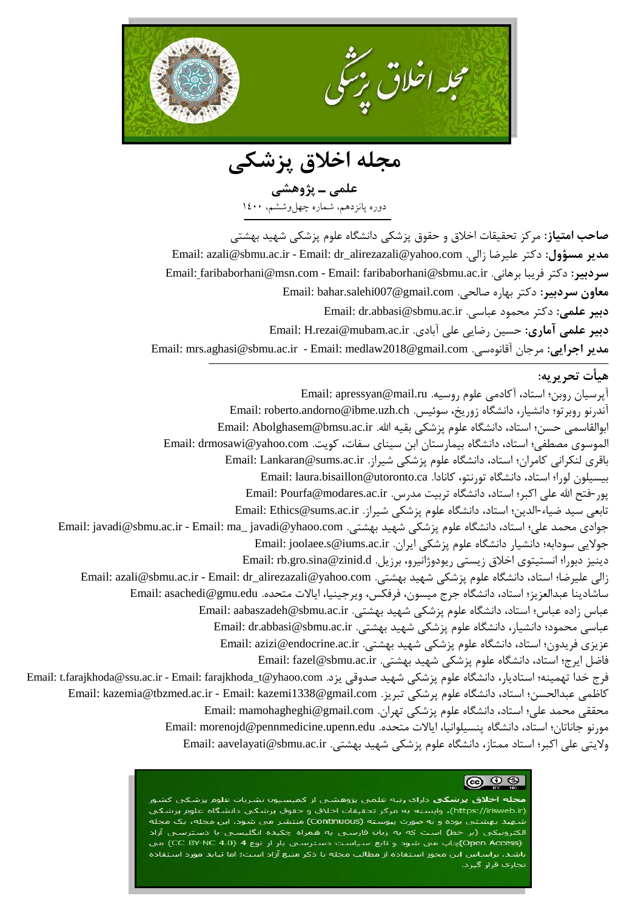# مجله اخلاق پزشکی

**علمی ـ پژوهشی**

دوره پانزدهم، شماره چهل‌وششم، ۱۴۰۰

**صاحب امتیاز:** مرکز تحقیقات اخلاق و حقوق پزشکی دانشگاه علوم پزشکی شهید بهشتی

**مدیر مسؤول:** دکتر علیرضا زالی. Email: azali@sbmu.ac.ir - Email: dr_alirezazali@yahoo.com

**سردبیر:** دکتر فریبا برهانی. Email: faribaborhani@msn.com - Email: faribaborhani@sbmu.ac.ir

**معاون سردبیر:** دکتر بهاره صالحی. Email: bahar.salehi007@gmail.com

**دبیر علمی:** دکتر محمود عباسی. Email: dr.abbasi@sbmu.ac.ir

**دبیر علمی آماری:** حسین رضایی علی آبادی. Email: H.rezai@mubam.ac.ir

**مدیر اجرایی:** مرجان آقانوسی. Email: mrs.aghasi@sbmu.ac.ir - Email: medlaw2018@gmail.com

---

## هیأت تحریریه:

آپرسیان روبن؛ استاد، آکادمی علوم روسیه. Email: apressyan@mail.ru

آندرنو روبرتو؛ دانشیار، دانشگاه زوریخ، سوئیس. Email: roberto.andorno@ibme.uzh.ch

ابوالقاسمی حسن؛ استاد، دانشگاه علوم پزشکی بقیه الله. Email: Abolghasem@bmsu.ac.ir

الموسوی مصطفی؛ استاد، دانشگاه بیمارستان ابن سینای سفات، کویت. Email: drmosawi@yahoo.com

باقری لنکرانی کامران؛ استاد، دانشگاه علوم پزشکی شیراز. Email: Lankaran@sums.ac.ir

بیسیلون لورا؛ استاد، دانشگاه تورنتو، کانادا. Email: laura.bisaillon@utoronto.ca

پور-فتح الله علی اکبر؛ استاد، دانشگاه تربیت مدرس. Email: Pourfa@modares.ac.ir

تابعی سید ضیاء-الدین؛ استاد، دانشگاه علوم پزشکی شیراز. Email: Ethics@sums.ac.ir

جوادی محمد علی؛ استاد، دانشگاه علوم پزشکی شهید بهشتی. Email: javadi@sbmu.ac.ir - Email: ma_ javadi@yhaoo.com

جولایی سودابه؛ دانشیار دانشگاه علوم پزشکی ایران. Email: joolaee.s@iums.ac.ir

دینیز دبورا؛ انستیتوی اخلاق زیستی ریودوژانیرو، برزیل. Email: rb.gro.sina@zinid.d

زالی علیرضا؛ استاد، دانشگاه علوم پزشکی شهید بهشتی. Email: azali@sbmu.ac.ir - Email: dr_alirezazali@yahoo.com

ساشادینا عبدالعزیز؛ استاد، دانشگاه جرج میسون، فرفکس، ویرجینیا، ایالات متحده. Email: asachedi@gmu.edu

عباس زاده عباس؛ استاد، دانشگاه علوم پزشکی شهید بهشتی. Email: aabaszadeh@sbmu.ac.ir

عباسی محمود؛ دانشیار، دانشگاه علوم پزشکی شهید بهشتی. Email: dr.abbasi@sbmu.ac.ir

عزیزی فریدون؛ استاد، دانشگاه علوم پزشکی شهید بهشتی. Email: azizi@endocrine.ac.ir

فاضل ایرج؛ استاد، دانشگاه علوم پزشکی شهید بهشتی. Email: fazel@sbmu.ac.ir

فرج خدا تهمینه؛ استادیار، دانشگاه علوم پزشکی شهید صدوقی یزد. Email: t.farajkhoda@ssu.ac.ir - Email: farajkhoda_t@yhaoo.com

کاظمی عبدالحسن؛ استاد، دانشگاه علوم پزشکی تبریز. Email: kazemia@tbzmed.ac.ir - Email: kazemi1338@gmail.com

محققی محمد علی؛ استاد، دانشگاه علوم پزشکی تهران. Email: mamohagheghi@gmail.com

مورنو جاناتان؛ استاد، دانشگاه پنسیلوانیا، ایالات متحده. Email: morenojd@pennmedicine.upenn.edu

ولایتی علی اکبر؛ استاد ممتاز، دانشگاه علوم پزشکی شهید بهشتی. Email: aavelayati@sbmu.ac.ir

---

**مجله اخلاق پزشکی** دارای رتبه علمی پژوهشی از کمیسیون نشریات علوم پزشکی کشور (https://irisweb.ir)، وابسته به مرکز تحقیقات اخلاق و حقوق پزشکی دانشگاه علوم پزشکی شهید بهشتی بوده و به صورت پیوسته (Continuous) منتشر می شود. این مجله، یک مجله الکترونیکی (بر خط) است که به زبان فارسی به همراه چکیده انگلیسی با دسترسی آزاد (Open Access)چاپ می شود و تابع سیاست دسترسی باز از نوع 4 (CC BY-NC 4.0) می باشد. براساس این مجوز استفاده از مطالب مجله با ذکر منبع آزاد است؛ اما نباید مورد استفاده تجاری قرار گیرد.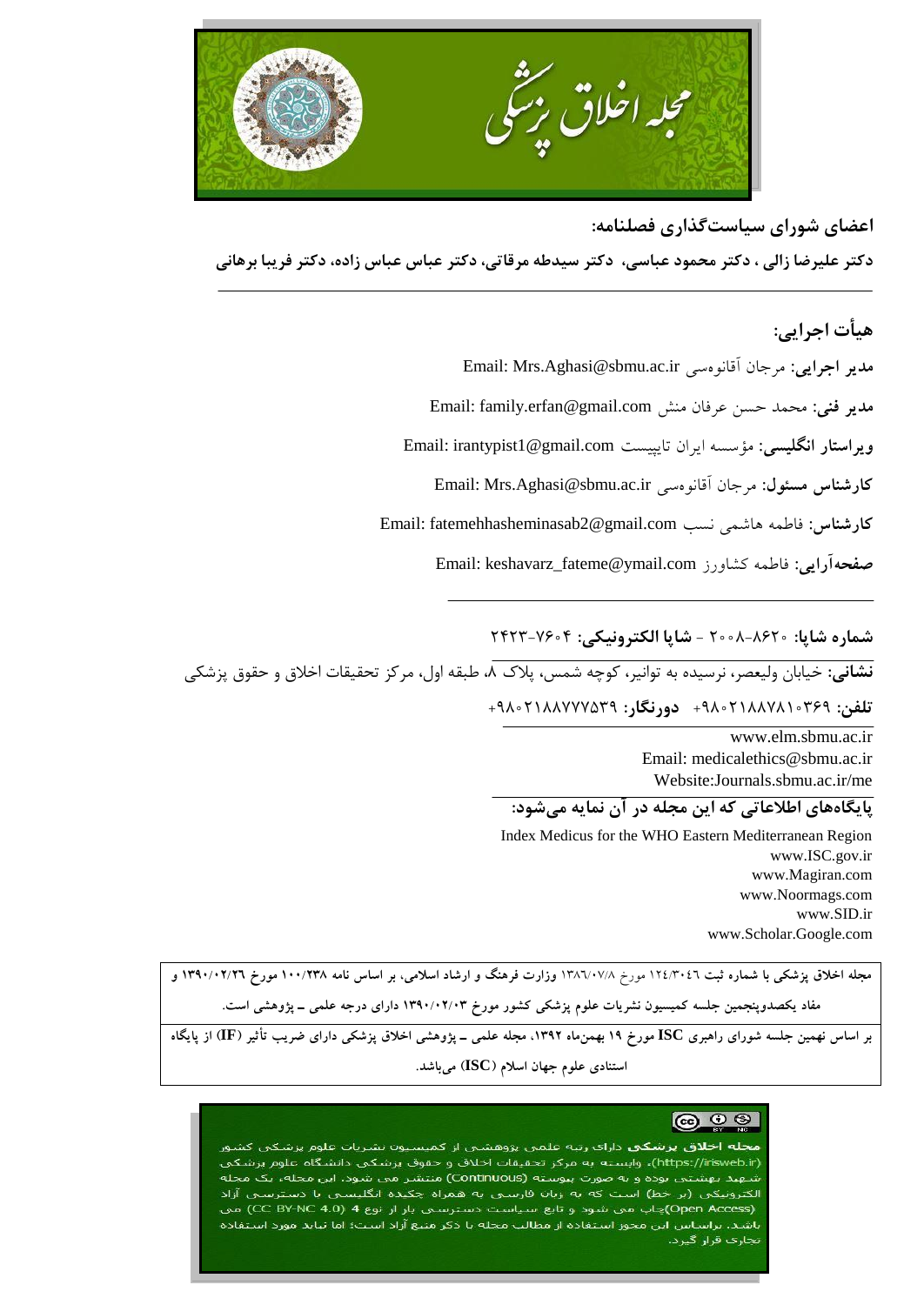# مجله اخلاق پزشکی

**اعضای شورای سیاست‌گذاری فصلنامه:**

**دکتر علیرضا زالی ، دکتر محمود عباسی، دکتر سیدطه مرقاتی، دکتر عباس عباس زاده، دکتر فریبا برهانی**

---

## هیأت اجرایی:

**مدیر اجرایی:** مرجان آقانوهسی Email: Mrs.Aghasi@sbmu.ac.ir

**مدیر فنی:** محمد حسن عرفان منش Email: family.erfan@gmail.com

**ویراستار انگلیسی:** مؤسسه ایران تایپیست Email: irantypist1@gmail.com

**کارشناس مسئول:** مرجان آقانوهسی Email: Mrs.Aghasi@sbmu.ac.ir

**کارشناس:** فاطمه هاشمی نسب Email: fatemehhasheminasab2@gmail.com

**صفحه‌آرایی:** فاطمه کشاورز Email: keshavarz_fateme@ymail.com

---

**شماره شاپا:** ۸۶۲۰-۲۰۰۸ - **شاپا الکترونیکی:** ۷۶۰۴-۲۴۲۳

**نشانی:** خیابان ولیعصر، نرسیده به توانیر، کوچه شمس، پلاک ۸، طبقه اول، مرکز تحقیقات اخلاق و حقوق پزشکی

**تلفن:** ۹۸۰۲۱۸۸۷۸۱۰۳۶۹+ **دورنگار:** ۹۸۰۲۱۸۸۷۷۷۵۳۹+

www.elm.sbmu.ac.ir
Email: medicalethics@sbmu.ac.ir
Website:Journals.sbmu.ac.ir/me

**پایگاه‌های اطلاعاتی که این مجله در آن نمایه می‌شود:**

Index Medicus for the WHO Eastern Mediterranean Region
www.ISC.gov.ir
www.Magiran.com
www.Noormags.com
www.SID.ir
www.Scholar.Google.com

**مجله اخلاق پزشکی با شماره ثبت ۱۲٤/۳۰٤٦ مورخ ۱۳۸٦/۰۷/۸ وزارت فرهنگ و ارشاد اسلامی، بر اساس نامه ۱۰۰/۲۳۸ مورخ ۱۳۹۰/۰۲/۲٦ و مفاد یکصدوپنجمین جلسه کمیسیون نشریات علوم پزشکی کشور مورخ ۱۳۹۰/۰۲/۰۳ دارای درجه علمی ـ پژوهشی است.**

**بر اساس نهمین جلسه شورای راهبری ISC مورخ ۱۹ بهمن‌ماه ۱۳۹۲، مجله علمی ـ پژوهشی اخلاق پزشکی دارای ضریب تأثیر (IF) از پایگاه استنادی علوم جهان اسلام (ISC) می‌باشد.**

**مجله اخلاق پزشکی** دارای رتبه علمی پژوهشی از کمیسیون نشریات علوم پزشکی کشور (https://irisweb.ir)، وابسته به مرکز تحقیقات اخلاق و حقوق پزشکی دانشگاه علوم پزشکی شهید بهشتی بوده و به صورت پیوسته (Continuous) منتشر می شود. این مجله، یک مجله الکترونیکی (بر خط) است که به زبان فارسی به همراه چکیده انگلیسی با دسترسی آزاد (Open Access)چاپ می شود و تابع سیاست دسترسی باز از نوع 4 (CC BY-NC 4.0) می باشد. براساس این مجوز استفاده از مطالب مجله با ذکر منبع آزاد است؛ اما نباید مورد استفاده تجاری قرار گیرد.